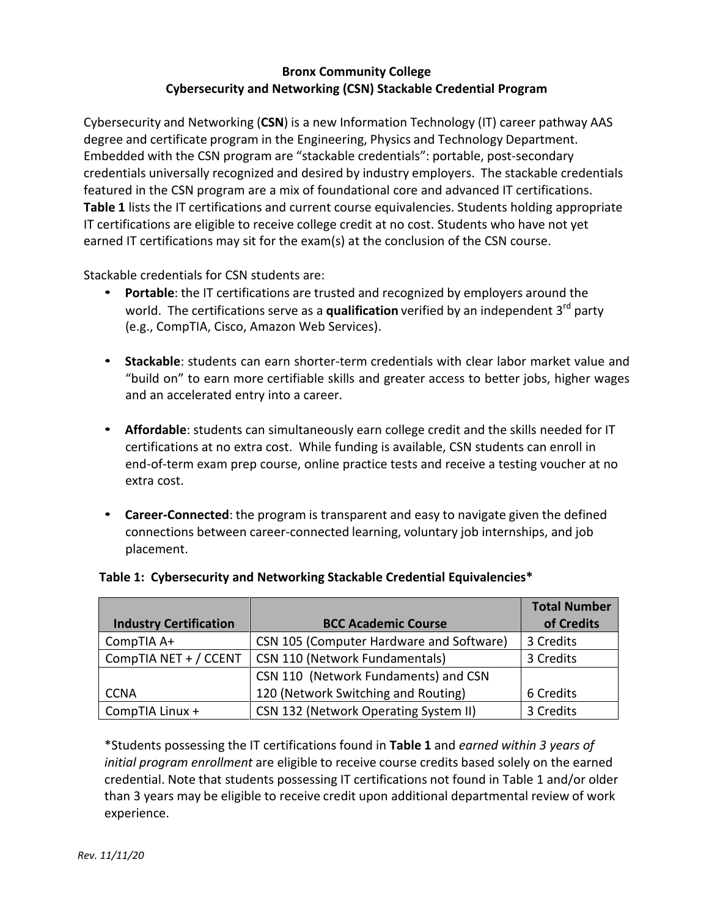**Bronx Community College**
**Cybersecurity and Networking (CSN) Stackable Credential Program**

Cybersecurity and Networking (**CSN**) is a new Information Technology (IT) career pathway AAS degree and certificate program in the Engineering, Physics and Technology Department. Embedded with the CSN program are "stackable credentials": portable, post-secondary credentials universally recognized and desired by industry employers. The stackable credentials featured in the CSN program are a mix of foundational core and advanced IT certifications. **Table 1** lists the IT certifications and current course equivalencies. Students holding appropriate IT certifications are eligible to receive college credit at no cost. Students who have not yet earned IT certifications may sit for the exam(s) at the conclusion of the CSN course.

Stackable credentials for CSN students are:

- **Portable**: the IT certifications are trusted and recognized by employers around the world. The certifications serve as a **qualification** verified by an independent 3rd party (e.g., CompTIA, Cisco, Amazon Web Services).

- **Stackable**: students can earn shorter-term credentials with clear labor market value and "build on" to earn more certifiable skills and greater access to better jobs, higher wages and an accelerated entry into a career.

- **Affordable**: students can simultaneously earn college credit and the skills needed for IT certifications at no extra cost. While funding is available, CSN students can enroll in end-of-term exam prep course, online practice tests and receive a testing voucher at no extra cost.

- **Career-Connected**: the program is transparent and easy to navigate given the defined connections between career-connected learning, voluntary job internships, and job placement.

**Table 1: Cybersecurity and Networking Stackable Credential Equivalencies***

| Industry Certification | BCC Academic Course | Total Number of Credits |
|---|---|---|
| CompTIA A+ | CSN 105 (Computer Hardware and Software) | 3 Credits |
| CompTIA NET + / CCENT | CSN 110 (Network Fundamentals) | 3 Credits |
| CCNA | CSN 110 (Network Fundaments) and CSN 120 (Network Switching and Routing) | 6 Credits |
| CompTIA Linux + | CSN 132 (Network Operating System II) | 3 Credits |

*Students possessing the IT certifications found in **Table 1** and *earned within 3 years of initial program enrollment* are eligible to receive course credits based solely on the earned credential. Note that students possessing IT certifications not found in Table 1 and/or older than 3 years may be eligible to receive credit upon additional departmental review of work experience.

*Rev. 11/11/20*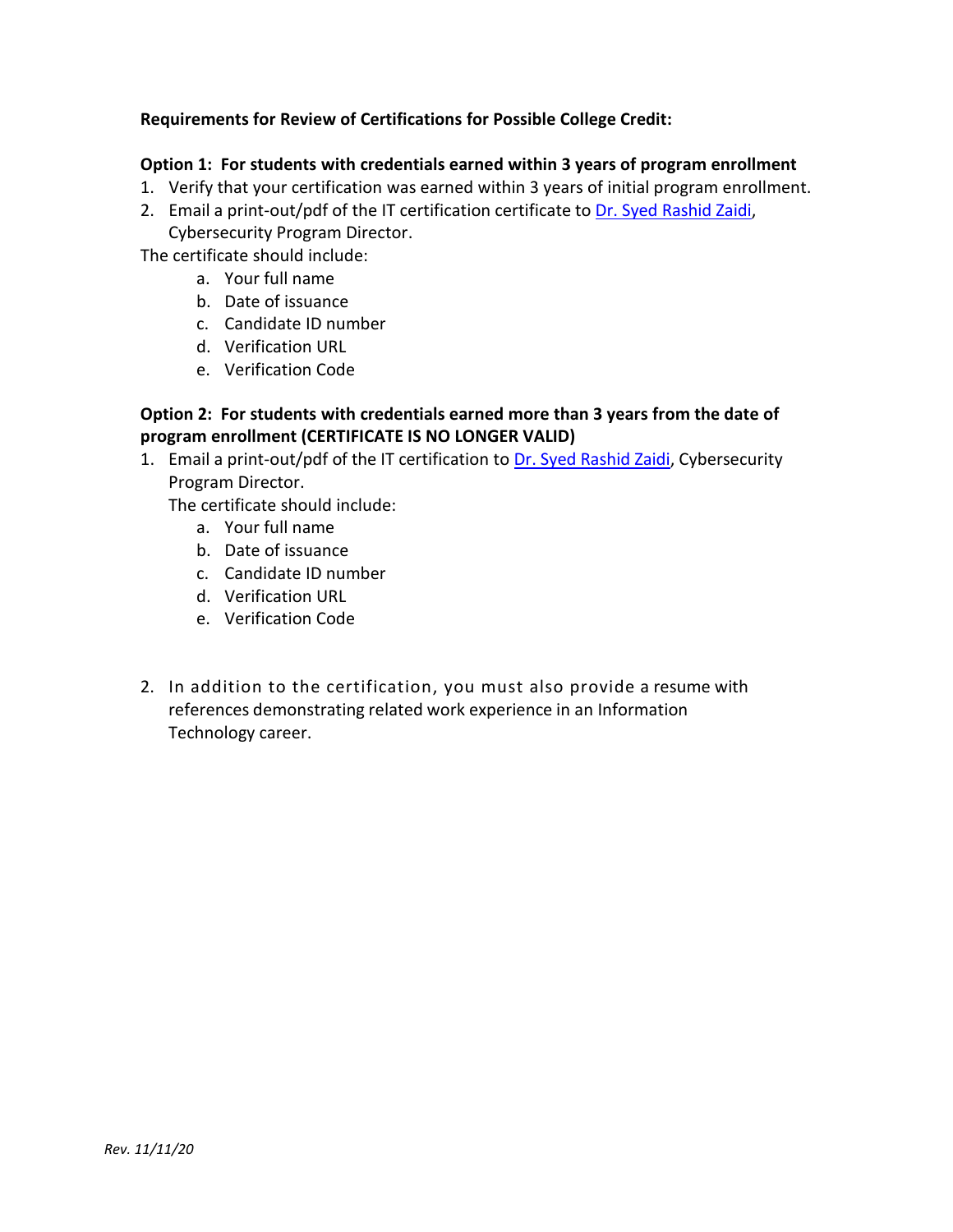**Requirements for Review of Certifications for Possible College Credit:**

**Option 1: For students with credentials earned within 3 years of program enrollment**

1. Verify that your certification was earned within 3 years of initial program enrollment.
2. Email a print-out/pdf of the IT certification certificate to Dr. Syed Rashid Zaidi, Cybersecurity Program Director.

The certificate should include:

   a. Your full name
   b. Date of issuance
   c. Candidate ID number
   d. Verification URL
   e. Verification Code

**Option 2: For students with credentials earned more than 3 years from the date of program enrollment (CERTIFICATE IS NO LONGER VALID)**

1. Email a print-out/pdf of the IT certification to Dr. Syed Rashid Zaidi, Cybersecurity Program Director.

   The certificate should include:

   a. Your full name
   b. Date of issuance
   c. Candidate ID number
   d. Verification URL
   e. Verification Code

2. In addition to the certification, you must also provide a resume with references demonstrating related work experience in an Information Technology career.

*Rev. 11/11/20*